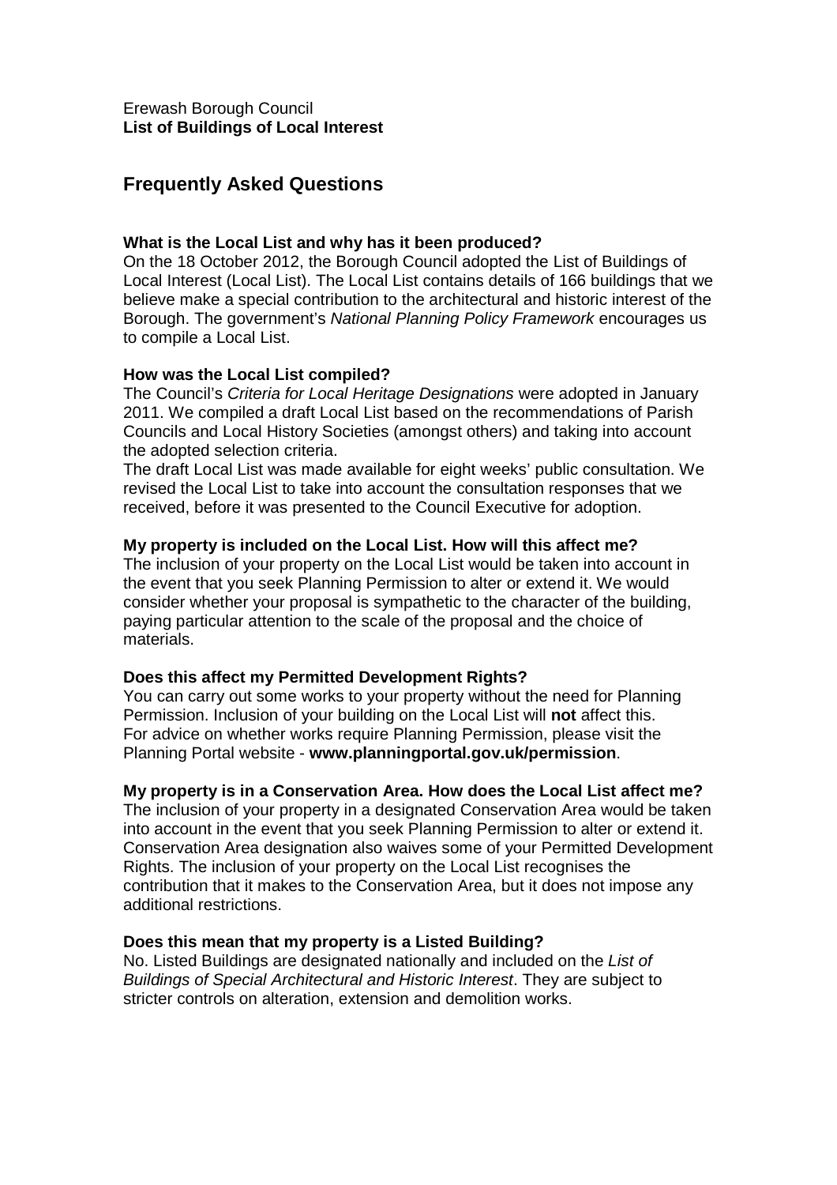Erewash Borough Council
**List of Buildings of Local Interest**

## Frequently Asked Questions

**What is the Local List and why has it been produced?**
On the 18 October 2012, the Borough Council adopted the List of Buildings of Local Interest (Local List). The Local List contains details of 166 buildings that we believe make a special contribution to the architectural and historic interest of the Borough. The government's *National Planning Policy Framework* encourages us to compile a Local List.

**How was the Local List compiled?**
The Council's *Criteria for Local Heritage Designations* were adopted in January 2011. We compiled a draft Local List based on the recommendations of Parish Councils and Local History Societies (amongst others) and taking into account the adopted selection criteria.
The draft Local List was made available for eight weeks' public consultation. We revised the Local List to take into account the consultation responses that we received, before it was presented to the Council Executive for adoption.

**My property is included on the Local List. How will this affect me?**
The inclusion of your property on the Local List would be taken into account in the event that you seek Planning Permission to alter or extend it. We would consider whether your proposal is sympathetic to the character of the building, paying particular attention to the scale of the proposal and the choice of materials.

**Does this affect my Permitted Development Rights?**
You can carry out some works to your property without the need for Planning Permission. Inclusion of your building on the Local List will **not** affect this.
For advice on whether works require Planning Permission, please visit the Planning Portal website - **www.planningportal.gov.uk/permission**.

**My property is in a Conservation Area. How does the Local List affect me?**
The inclusion of your property in a designated Conservation Area would be taken into account in the event that you seek Planning Permission to alter or extend it. Conservation Area designation also waives some of your Permitted Development Rights. The inclusion of your property on the Local List recognises the contribution that it makes to the Conservation Area, but it does not impose any additional restrictions.

**Does this mean that my property is a Listed Building?**
No. Listed Buildings are designated nationally and included on the *List of Buildings of Special Architectural and Historic Interest*. They are subject to stricter controls on alteration, extension and demolition works.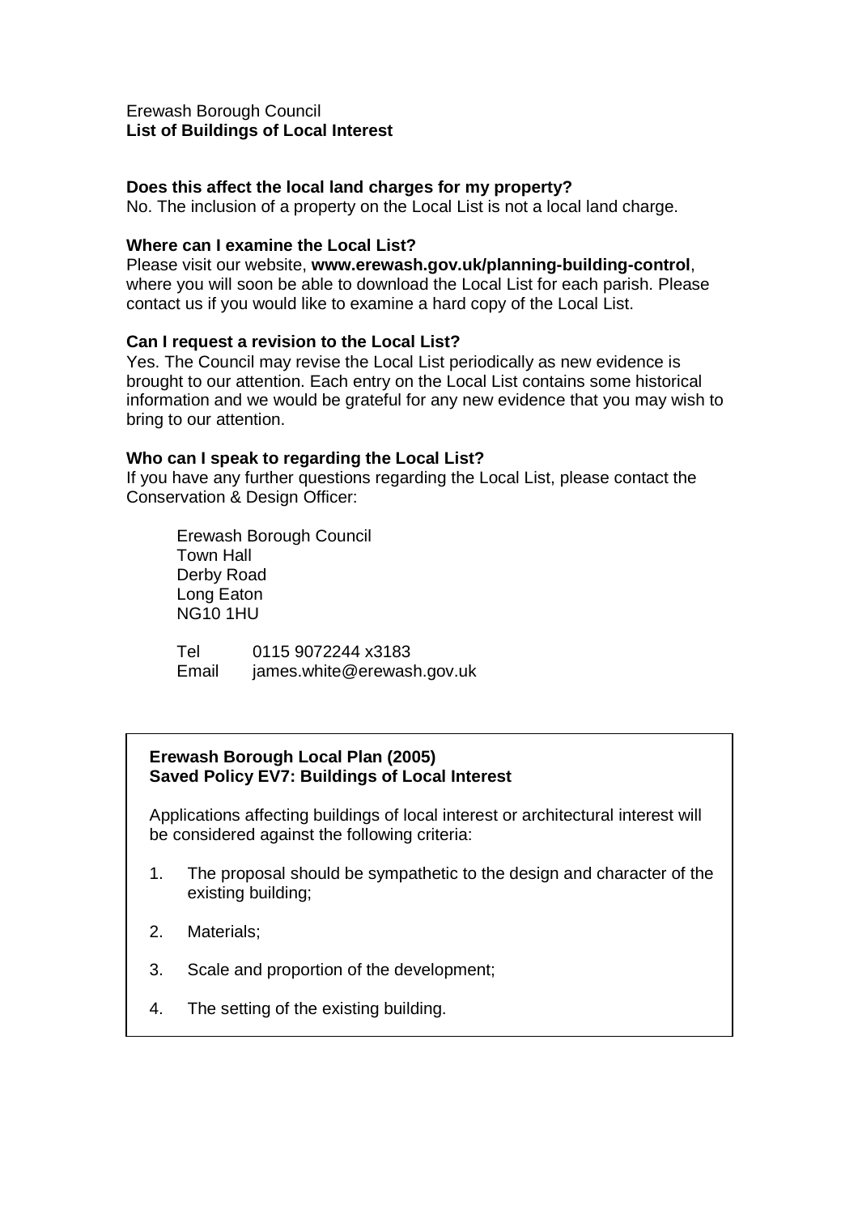Erewash Borough Council
**List of Buildings of Local Interest**

**Does this affect the local land charges for my property?**
No. The inclusion of a property on the Local List is not a local land charge.

**Where can I examine the Local List?**
Please visit our website, **www.erewash.gov.uk/planning-building-control**, where you will soon be able to download the Local List for each parish. Please contact us if you would like to examine a hard copy of the Local List.

**Can I request a revision to the Local List?**
Yes. The Council may revise the Local List periodically as new evidence is brought to our attention. Each entry on the Local List contains some historical information and we would be grateful for any new evidence that you may wish to bring to our attention.

**Who can I speak to regarding the Local List?**
If you have any further questions regarding the Local List, please contact the Conservation & Design Officer:

Erewash Borough Council
Town Hall
Derby Road
Long Eaton
NG10 1HU

Tel 0115 9072244 x3183
Email james.white@erewash.gov.uk

**Erewash Borough Local Plan (2005)**
**Saved Policy EV7: Buildings of Local Interest**

Applications affecting buildings of local interest or architectural interest will be considered against the following criteria:

1. The proposal should be sympathetic to the design and character of the existing building;
2. Materials;
3. Scale and proportion of the development;
4. The setting of the existing building.